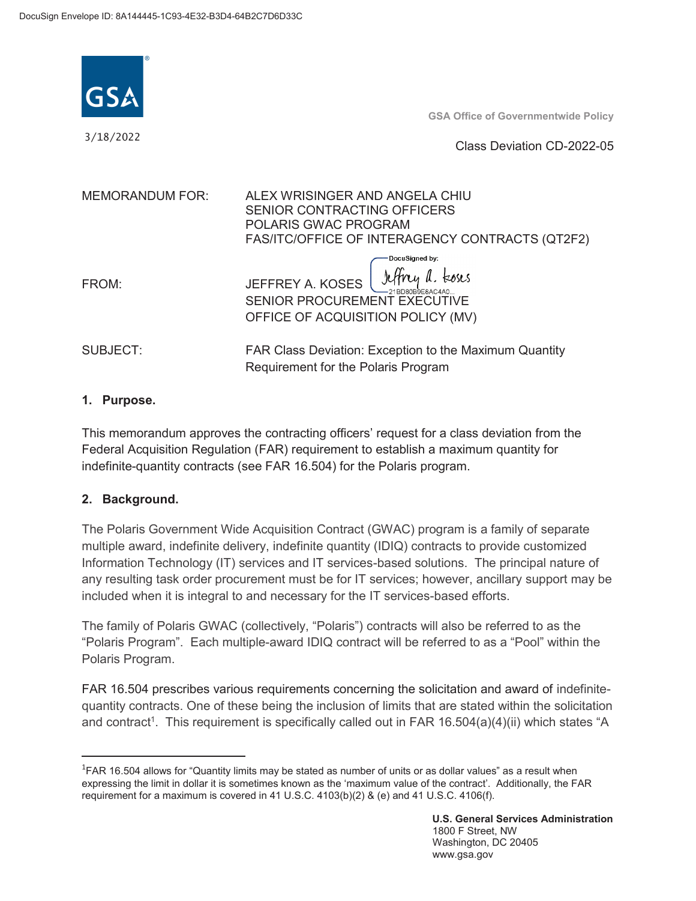DocuSign Envelope ID: 8A144445-1C93-4E32-B3D4-64B2C7D6D33C

GSA

3/18/2022

GSA Office of Governmentwide Policy

Class Deviation CD-2022-05

MEMORANDUM FOR: ALEX WRISINGER AND ANGELA CHIU
SENIOR CONTRACTING OFFICERS
POLARIS GWAC PROGRAM
FAS/ITC/OFFICE OF INTERAGENCY CONTRACTS (QT2F2)

FROM: JEFFREY A. KOSES
SENIOR PROCUREMENT EXECUTIVE
OFFICE OF ACQUISITION POLICY (MV)

SUBJECT: FAR Class Deviation: Exception to the Maximum Quantity Requirement for the Polaris Program

## 1. Purpose.

This memorandum approves the contracting officers' request for a class deviation from the Federal Acquisition Regulation (FAR) requirement to establish a maximum quantity for indefinite-quantity contracts (see FAR 16.504) for the Polaris program.

## 2. Background.

The Polaris Government Wide Acquisition Contract (GWAC) program is a family of separate multiple award, indefinite delivery, indefinite quantity (IDIQ) contracts to provide customized Information Technology (IT) services and IT services-based solutions. The principal nature of any resulting task order procurement must be for IT services; however, ancillary support may be included when it is integral to and necessary for the IT services-based efforts.

The family of Polaris GWAC (collectively, "Polaris") contracts will also be referred to as the "Polaris Program". Each multiple-award IDIQ contract will be referred to as a "Pool" within the Polaris Program.

FAR 16.504 prescribes various requirements concerning the solicitation and award of indefinite-quantity contracts. One of these being the inclusion of limits that are stated within the solicitation and contract[1]. This requirement is specifically called out in FAR 16.504(a)(4)(ii) which states "A

---

[1]FAR 16.504 allows for "Quantity limits may be stated as number of units or as dollar values" as a result when expressing the limit in dollar it is sometimes known as the 'maximum value of the contract'. Additionally, the FAR requirement for a maximum is covered in 41 U.S.C. 4103(b)(2) & (e) and 41 U.S.C. 4106(f).

**U.S. General Services Administration**
1800 F Street, NW
Washington, DC 20405
www.gsa.gov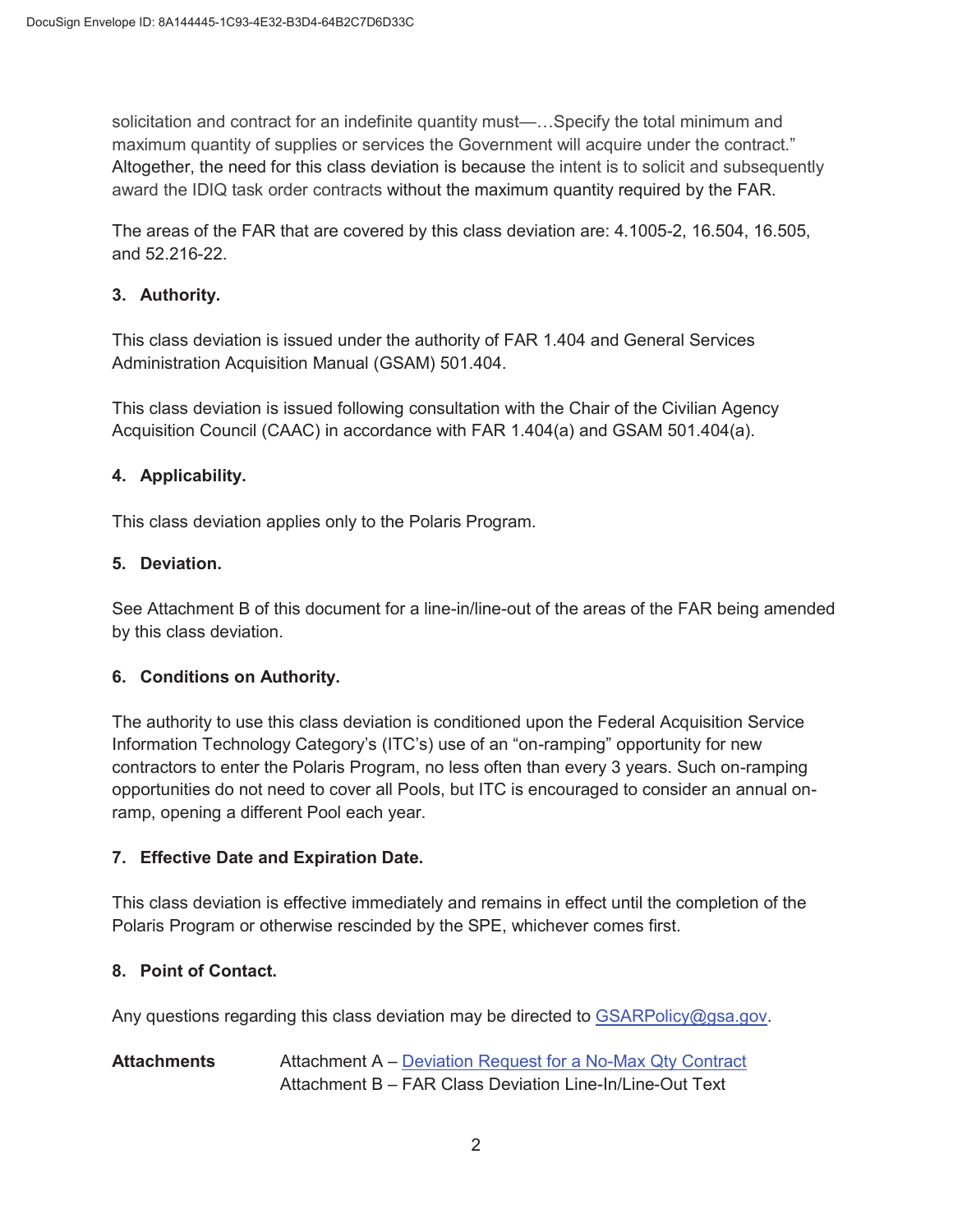solicitation and contract for an indefinite quantity must—…Specify the total minimum and maximum quantity of supplies or services the Government will acquire under the contract." Altogether, the need for this class deviation is because the intent is to solicit and subsequently award the IDIQ task order contracts without the maximum quantity required by the FAR.

The areas of the FAR that are covered by this class deviation are: 4.1005-2, 16.504, 16.505, and 52.216-22.

**3. Authority.**

This class deviation is issued under the authority of FAR 1.404 and General Services Administration Acquisition Manual (GSAM) 501.404.

This class deviation is issued following consultation with the Chair of the Civilian Agency Acquisition Council (CAAC) in accordance with FAR 1.404(a) and GSAM 501.404(a).

**4. Applicability.**

This class deviation applies only to the Polaris Program.

**5. Deviation.**

See Attachment B of this document for a line-in/line-out of the areas of the FAR being amended by this class deviation.

**6. Conditions on Authority.**

The authority to use this class deviation is conditioned upon the Federal Acquisition Service Information Technology Category's (ITC's) use of an "on-ramping" opportunity for new contractors to enter the Polaris Program, no less often than every 3 years. Such on-ramping opportunities do not need to cover all Pools, but ITC is encouraged to consider an annual on-ramp, opening a different Pool each year.

**7. Effective Date and Expiration Date.**

This class deviation is effective immediately and remains in effect until the completion of the Polaris Program or otherwise rescinded by the SPE, whichever comes first.

**8. Point of Contact.**

Any questions regarding this class deviation may be directed to GSARPolicy@gsa.gov.

**Attachments** Attachment A – Deviation Request for a No-Max Qty Contract
Attachment B – FAR Class Deviation Line-In/Line-Out Text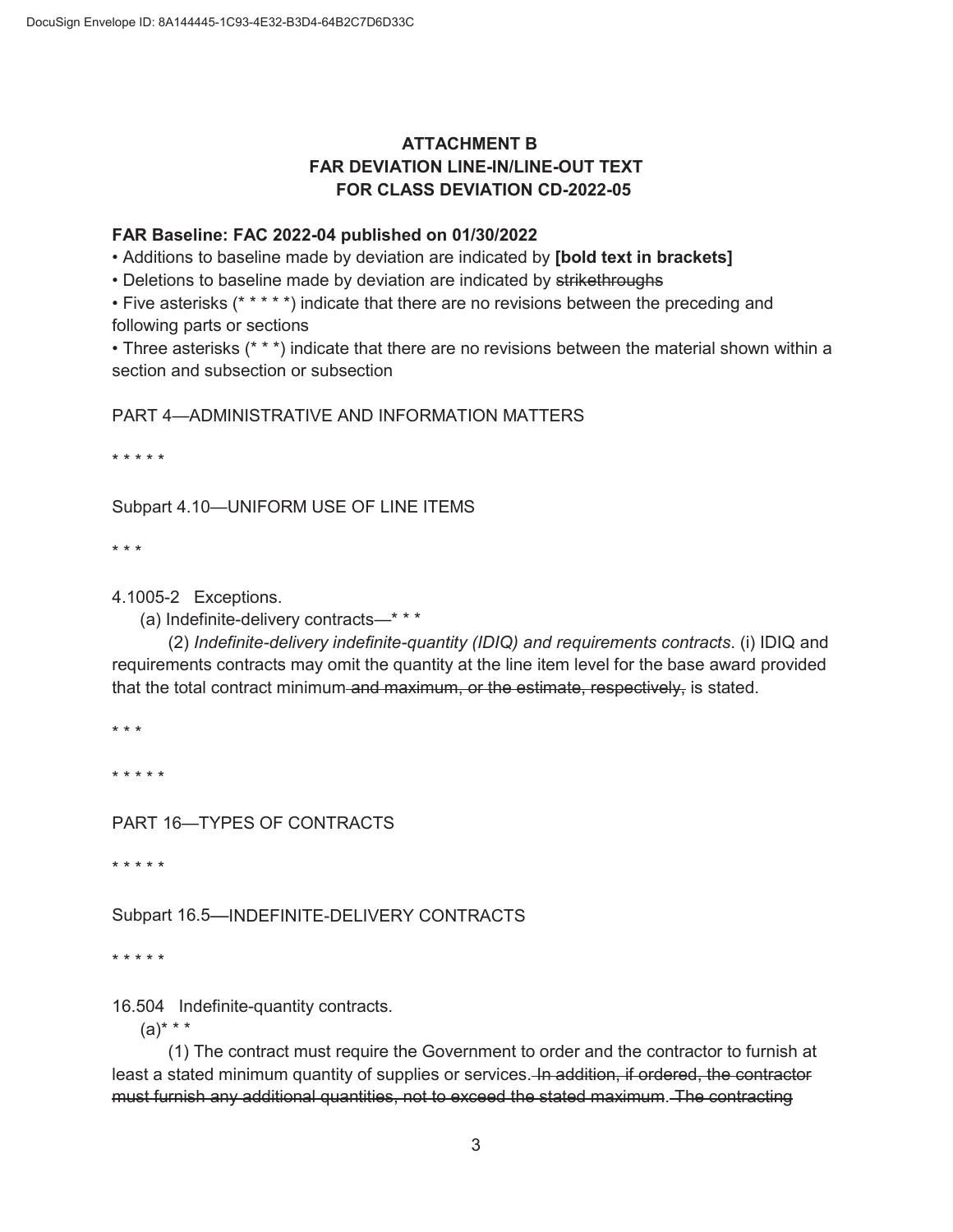DocuSign Envelope ID: 8A144445-1C93-4E32-B3D4-64B2C7D6D33C

**ATTACHMENT B**
**FAR DEVIATION LINE-IN/LINE-OUT TEXT**
**FOR CLASS DEVIATION CD-2022-05**

**FAR Baseline: FAC 2022-04 published on 01/30/2022**

- Additions to baseline made by deviation are indicated by **[bold text in brackets]**
- Deletions to baseline made by deviation are indicated by ~~strikethroughs~~
- Five asterisks (* * * * *) indicate that there are no revisions between the preceding and following parts or sections
- Three asterisks (* * *) indicate that there are no revisions between the material shown within a section and subsection or subsection

PART 4—ADMINISTRATIVE AND INFORMATION MATTERS

\* * * * *

Subpart 4.10—UNIFORM USE OF LINE ITEMS

\* * *

4.1005-2 Exceptions.

(a) Indefinite-delivery contracts—* * *

(2) *Indefinite-delivery indefinite-quantity (IDIQ) and requirements contracts*. (i) IDIQ and requirements contracts may omit the quantity at the line item level for the base award provided that the total contract minimum~~ and maximum, or the estimate, respectively,~~ is stated.

\* * *

\* * * * *

PART 16—TYPES OF CONTRACTS

\* * * * *

Subpart 16.5—INDEFINITE-DELIVERY CONTRACTS

\* * * * *

16.504 Indefinite-quantity contracts.

(a)* * *

(1) The contract must require the Government to order and the contractor to furnish at least a stated minimum quantity of supplies or services.~~ In addition, if ordered, the contractor must furnish any additional quantities, not to exceed the stated maximum.~~ ~~The contracting~~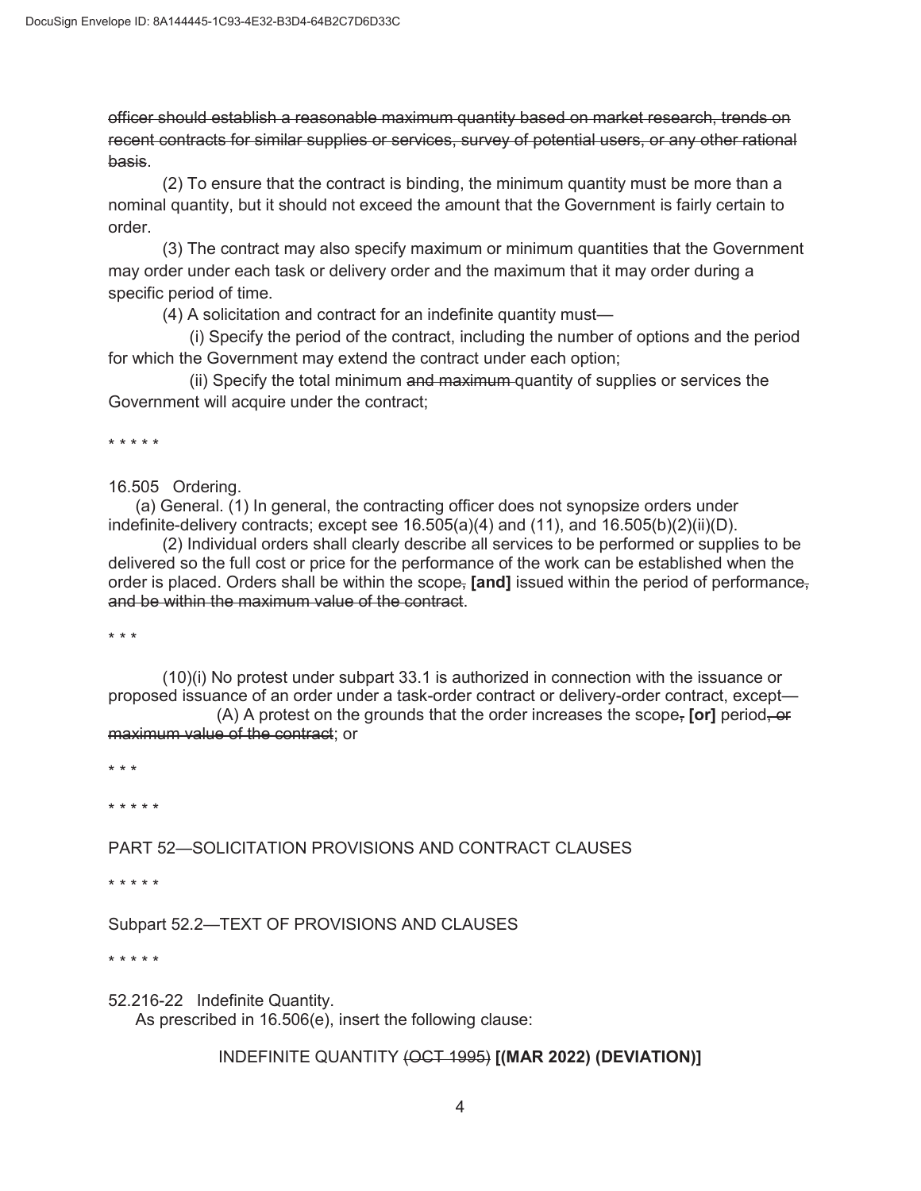~~officer should establish a reasonable maximum quantity based on market research, trends on recent contracts for similar supplies or services, survey of potential users, or any other rational basis~~.

(2) To ensure that the contract is binding, the minimum quantity must be more than a nominal quantity, but it should not exceed the amount that the Government is fairly certain to order.

(3) The contract may also specify maximum or minimum quantities that the Government may order under each task or delivery order and the maximum that it may order during a specific period of time.

(4) A solicitation and contract for an indefinite quantity must—

(i) Specify the period of the contract, including the number of options and the period for which the Government may extend the contract under each option;

(ii) Specify the total minimum ~~and maximum~~ quantity of supplies or services the Government will acquire under the contract;

\* \* \* \* \*

16.505 Ordering.

(a) General. (1) In general, the contracting officer does not synopsize orders under indefinite-delivery contracts; except see 16.505(a)(4) and (11), and 16.505(b)(2)(ii)(D).

(2) Individual orders shall clearly describe all services to be performed or supplies to be delivered so the full cost or price for the performance of the work can be established when the order is placed. Orders shall be within the scope~~,~~ **[and]** issued within the period of performance~~, and be within the maximum value of the contract~~.

\* \* \*

(10)(i) No protest under subpart 33.1 is authorized in connection with the issuance or proposed issuance of an order under a task-order contract or delivery-order contract, except—

(A) A protest on the grounds that the order increases the scope~~,~~ **[or]** period~~, or maximum value of the contract~~; or

\* \* \*

\* \* \* \* \*

PART 52—SOLICITATION PROVISIONS AND CONTRACT CLAUSES

\* \* \* \* \*

Subpart 52.2—TEXT OF PROVISIONS AND CLAUSES

\* \* \* \* \*

52.216-22 Indefinite Quantity.

As prescribed in 16.506(e), insert the following clause:

INDEFINITE QUANTITY ~~(OCT 1995)~~ **[(MAR 2022) (DEVIATION)]**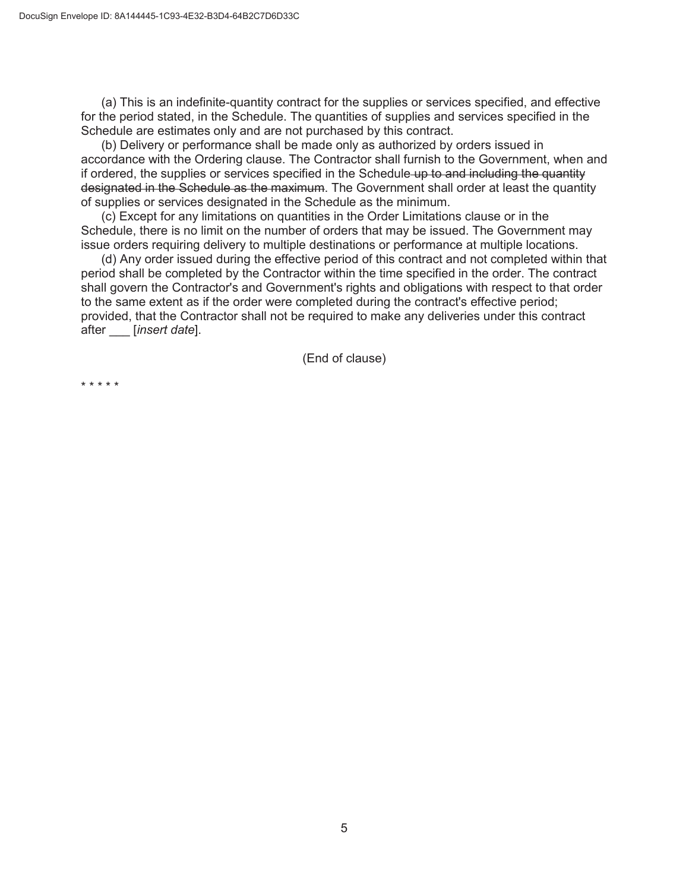(a) This is an indefinite-quantity contract for the supplies or services specified, and effective for the period stated, in the Schedule. The quantities of supplies and services specified in the Schedule are estimates only and are not purchased by this contract.

(b) Delivery or performance shall be made only as authorized by orders issued in accordance with the Ordering clause. The Contractor shall furnish to the Government, when and if ordered, the supplies or services specified in the Schedule ~~up to and including the quantity designated in the Schedule as the maximum~~. The Government shall order at least the quantity of supplies or services designated in the Schedule as the minimum.

(c) Except for any limitations on quantities in the Order Limitations clause or in the Schedule, there is no limit on the number of orders that may be issued. The Government may issue orders requiring delivery to multiple destinations or performance at multiple locations.

(d) Any order issued during the effective period of this contract and not completed within that period shall be completed by the Contractor within the time specified in the order. The contract shall govern the Contractor's and Government's rights and obligations with respect to that order to the same extent as if the order were completed during the contract's effective period; provided, that the Contractor shall not be required to make any deliveries under this contract after ___ [*insert date*].

(End of clause)

* * * * *